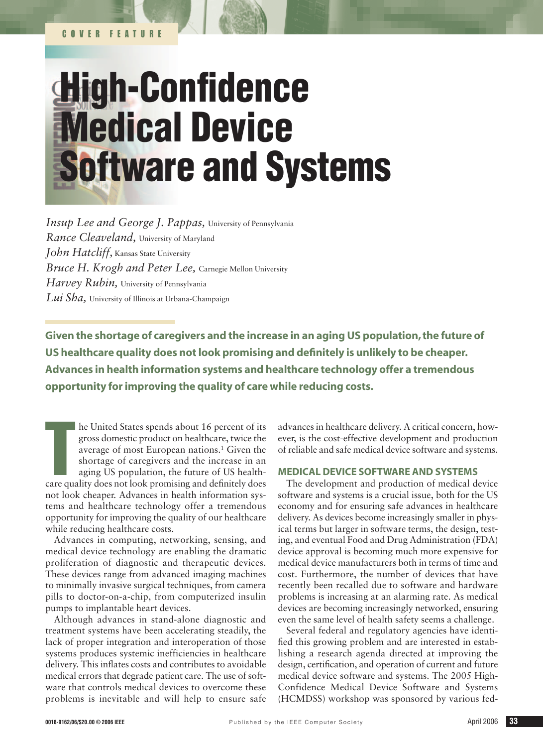COVER FEATURE

# High-Confidence Medical Device Software and Systems

*Insup Lee and George J. Pappas,* University of Pennsylvania
*Rance Cleaveland,* University of Maryland
*John Hatcliff,* Kansas State University
*Bruce H. Krogh and Peter Lee,* Carnegie Mellon University
*Harvey Rubin,* University of Pennsylvania
*Lui Sha,* University of Illinois at Urbana-Champaign

**Given the shortage of caregivers and the increase in an aging US population, the future of US healthcare quality does not look promising and definitely is unlikely to be cheaper. Advances in health information systems and healthcare technology offer a tremendous opportunity for improving the quality of care while reducing costs.**

The United States spends about 16 percent of its gross domestic product on healthcare, twice the average of most European nations.[1] Given the shortage of caregivers and the increase in an aging US population, the future of US healthcare quality does not look promising and definitely does not look cheaper. Advances in health information systems and healthcare technology offer a tremendous opportunity for improving the quality of our healthcare while reducing healthcare costs.

Advances in computing, networking, sensing, and medical device technology are enabling the dramatic proliferation of diagnostic and therapeutic devices. These devices range from advanced imaging machines to minimally invasive surgical techniques, from camera pills to doctor-on-a-chip, from computerized insulin pumps to implantable heart devices.

Although advances in stand-alone diagnostic and treatment systems have been accelerating steadily, the lack of proper integration and interoperation of those systems produces systemic inefficiencies in healthcare delivery. This inflates costs and contributes to avoidable medical errors that degrade patient care. The use of software that controls medical devices to overcome these problems is inevitable and will help to ensure safe advances in healthcare delivery. A critical concern, however, is the cost-effective development and production of reliable and safe medical device software and systems.

## MEDICAL DEVICE SOFTWARE AND SYSTEMS

The development and production of medical device software and systems is a crucial issue, both for the US economy and for ensuring safe advances in healthcare delivery. As devices become increasingly smaller in physical terms but larger in software terms, the design, testing, and eventual Food and Drug Administration (FDA) device approval is becoming much more expensive for medical device manufacturers both in terms of time and cost. Furthermore, the number of devices that have recently been recalled due to software and hardware problems is increasing at an alarming rate. As medical devices are becoming increasingly networked, ensuring even the same level of health safety seems a challenge.

Several federal and regulatory agencies have identified this growing problem and are interested in establishing a research agenda directed at improving the design, certification, and operation of current and future medical device software and systems. The 2005 High-Confidence Medical Device Software and Systems (HCMDSS) workshop was sponsored by various fed-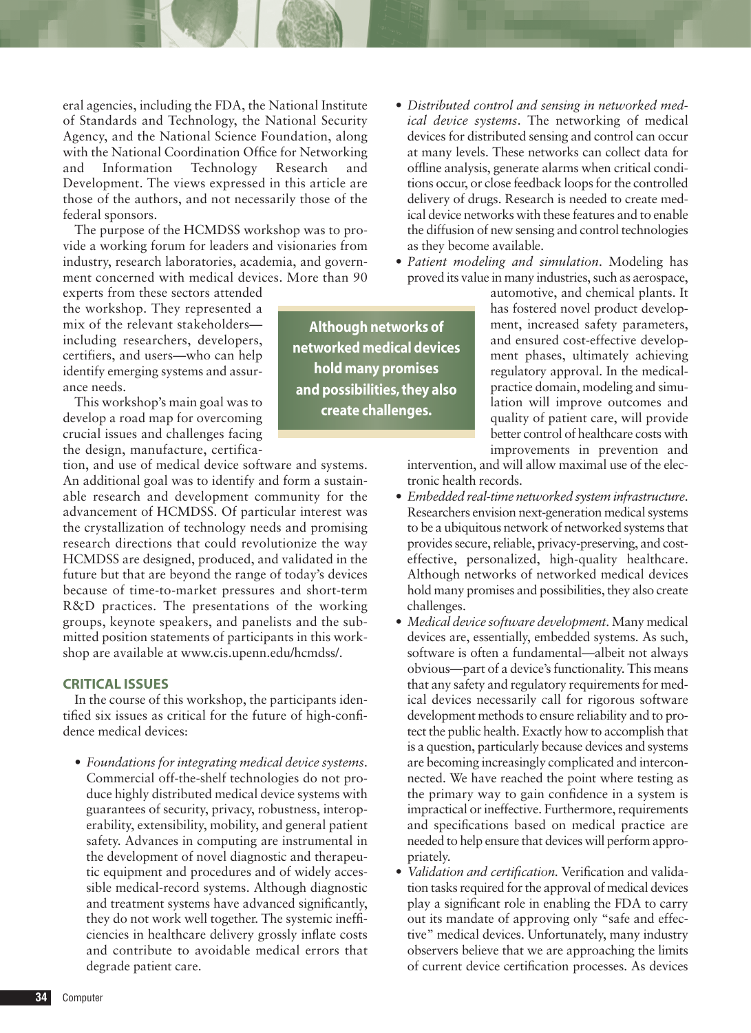eral agencies, including the FDA, the National Institute of Standards and Technology, the National Security Agency, and the National Science Foundation, along with the National Coordination Office for Networking and Information Technology Research and Development. The views expressed in this article are those of the authors, and not necessarily those of the federal sponsors.

The purpose of the HCMDSS workshop was to provide a working forum for leaders and visionaries from industry, research laboratories, academia, and government concerned with medical devices. More than 90 experts from these sectors attended the workshop. They represented a mix of the relevant stakeholders—including researchers, developers, certifiers, and users—who can help identify emerging systems and assurance needs.

This workshop's main goal was to develop a road map for overcoming crucial issues and challenges facing the design, manufacture, certification, and use of medical device software and systems. An additional goal was to identify and form a sustainable research and development community for the advancement of HCMDSS. Of particular interest was the crystallization of technology needs and promising research directions that could revolutionize the way HCMDSS are designed, produced, and validated in the future but that are beyond the range of today's devices because of time-to-market pressures and short-term R&D practices. The presentations of the working groups, keynote speakers, and panelists and the submitted position statements of participants in this workshop are available at www.cis.upenn.edu/hcmdss/.

**Although networks of networked medical devices hold many promises and possibilities, they also create challenges.**

## CRITICAL ISSUES

In the course of this workshop, the participants identified six issues as critical for the future of high-confidence medical devices:

- *Foundations for integrating medical device systems.* Commercial off-the-shelf technologies do not produce highly distributed medical device systems with guarantees of security, privacy, robustness, interoperability, extensibility, mobility, and general patient safety. Advances in computing are instrumental in the development of novel diagnostic and therapeutic equipment and procedures and of widely accessible medical-record systems. Although diagnostic and treatment systems have advanced significantly, they do not work well together. The systemic inefficiencies in healthcare delivery grossly inflate costs and contribute to avoidable medical errors that degrade patient care.
- *Distributed control and sensing in networked medical device systems.* The networking of medical devices for distributed sensing and control can occur at many levels. These networks can collect data for offline analysis, generate alarms when critical conditions occur, or close feedback loops for the controlled delivery of drugs. Research is needed to create medical device networks with these features and to enable the diffusion of new sensing and control technologies as they become available.
- *Patient modeling and simulation.* Modeling has proved its value in many industries, such as aerospace, automotive, and chemical plants. It has fostered novel product development, increased safety parameters, and ensured cost-effective development phases, ultimately achieving regulatory approval. In the medical-practice domain, modeling and simulation will improve outcomes and quality of patient care, will provide better control of healthcare costs with improvements in prevention and intervention, and will allow maximal use of the electronic health records.
- *Embedded real-time networked system infrastructure.* Researchers envision next-generation medical systems to be a ubiquitous network of networked systems that provides secure, reliable, privacy-preserving, and cost-effective, personalized, high-quality healthcare. Although networks of networked medical devices hold many promises and possibilities, they also create challenges.
- *Medical device software development.* Many medical devices are, essentially, embedded systems. As such, software is often a fundamental—albeit not always obvious—part of a device's functionality. This means that any safety and regulatory requirements for medical devices necessarily call for rigorous software development methods to ensure reliability and to protect the public health. Exactly how to accomplish that is a question, particularly because devices and systems are becoming increasingly complicated and interconnected. We have reached the point where testing as the primary way to gain confidence in a system is impractical or ineffective. Furthermore, requirements and specifications based on medical practice are needed to help ensure that devices will perform appropriately.
- *Validation and certification.* Verification and validation tasks required for the approval of medical devices play a significant role in enabling the FDA to carry out its mandate of approving only "safe and effective" medical devices. Unfortunately, many industry observers believe that we are approaching the limits of current device certification processes. As devices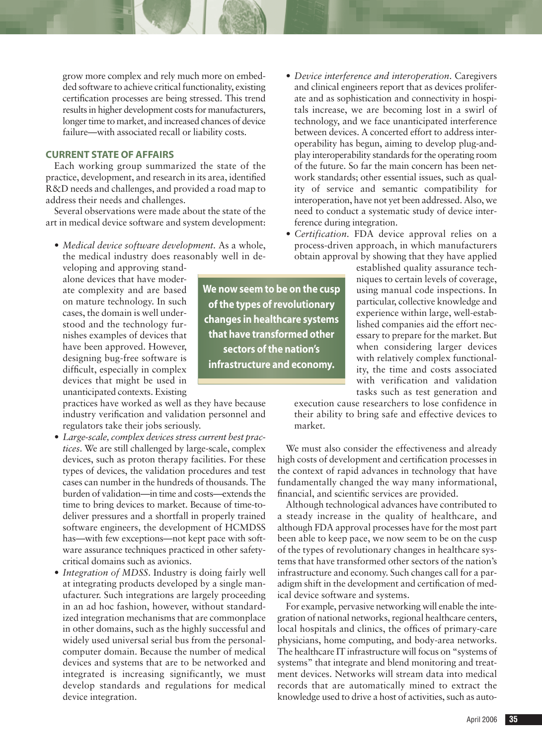grow more complex and rely much more on embedded software to achieve critical functionality, existing certification processes are being stressed. This trend results in higher development costs for manufacturers, longer time to market, and increased chances of device failure—with associated recall or liability costs.

## CURRENT STATE OF AFFAIRS

Each working group summarized the state of the practice, development, and research in its area, identified R&D needs and challenges, and provided a road map to address their needs and challenges.

Several observations were made about the state of the art in medical device software and system development:

- *Medical device software development.* As a whole, the medical industry does reasonably well in developing and approving standalone devices that have moderate complexity and are based on mature technology. In such cases, the domain is well understood and the technology furnishes examples of devices that have been approved. However, designing bug-free software is difficult, especially in complex devices that might be used in unanticipated contexts. Existing practices have worked as well as they have because industry verification and validation personnel and regulators take their jobs seriously.
- *Large-scale, complex devices stress current best practices.* We are still challenged by large-scale, complex devices, such as proton therapy facilities. For these types of devices, the validation procedures and test cases can number in the hundreds of thousands. The burden of validation—in time and costs—extends the time to bring devices to market. Because of time-to-deliver pressures and a shortfall in properly trained software engineers, the development of HCMDSS has—with few exceptions—not kept pace with software assurance techniques practiced in other safety-critical domains such as avionics.
- *Integration of MDSS.* Industry is doing fairly well at integrating products developed by a single manufacturer. Such integrations are largely proceeding in an ad hoc fashion, however, without standardized integration mechanisms that are commonplace in other domains, such as the highly successful and widely used universal serial bus from the personal-computer domain. Because the number of medical devices and systems that are to be networked and integrated is increasing significantly, we must develop standards and regulations for medical device integration.
- *Device interference and interoperation.* Caregivers and clinical engineers report that as devices proliferate and as sophistication and connectivity in hospitals increase, we are becoming lost in a swirl of technology, and we face unanticipated interference between devices. A concerted effort to address interoperability has begun, aiming to develop plug-and-play interoperability standards for the operating room of the future. So far the main concern has been network standards; other essential issues, such as quality of service and semantic compatibility for interoperation, have not yet been addressed. Also, we need to conduct a systematic study of device interference during integration.
- *Certification.* FDA device approval relies on a process-driven approach, in which manufacturers obtain approval by showing that they have applied established quality assurance techniques to certain levels of coverage, using manual code inspections. In particular, collective knowledge and experience within large, well-established companies aid the effort necessary to prepare for the market. But when considering larger devices with relatively complex functionality, the time and costs associated with verification and validation tasks such as test generation and execution cause researchers to lose confidence in their ability to bring safe and effective devices to market.

**We now seem to be on the cusp of the types of revolutionary changes in healthcare systems that have transformed other sectors of the nation's infrastructure and economy.**

We must also consider the effectiveness and already high costs of development and certification processes in the context of rapid advances in technology that have fundamentally changed the way many informational, financial, and scientific services are provided.

Although technological advances have contributed to a steady increase in the quality of healthcare, and although FDA approval processes have for the most part been able to keep pace, we now seem to be on the cusp of the types of revolutionary changes in healthcare systems that have transformed other sectors of the nation's infrastructure and economy. Such changes call for a paradigm shift in the development and certification of medical device software and systems.

For example, pervasive networking will enable the integration of national networks, regional healthcare centers, local hospitals and clinics, the offices of primary-care physicians, home computing, and body-area networks. The healthcare IT infrastructure will focus on "systems of systems" that integrate and blend monitoring and treatment devices. Networks will stream data into medical records that are automatically mined to extract the knowledge used to drive a host of activities, such as auto-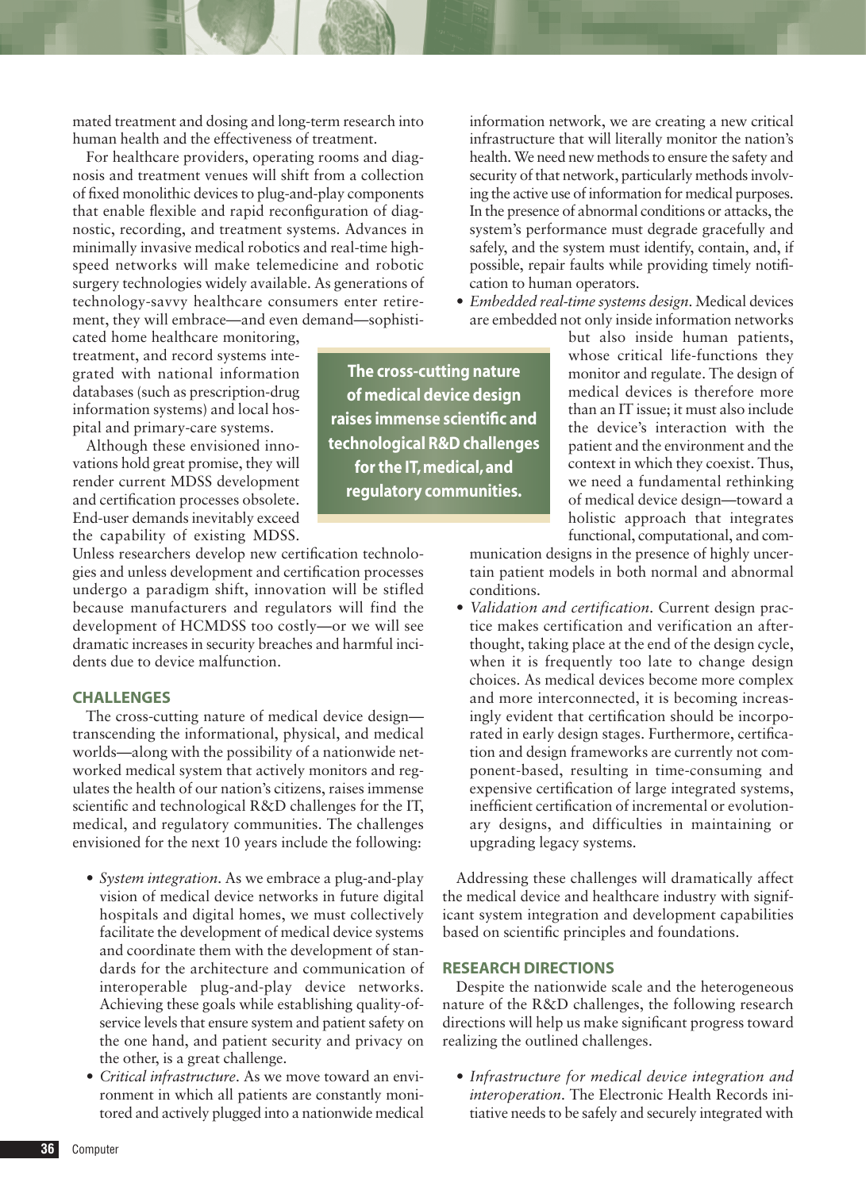mated treatment and dosing and long-term research into human health and the effectiveness of treatment.

For healthcare providers, operating rooms and diagnosis and treatment venues will shift from a collection of fixed monolithic devices to plug-and-play components that enable flexible and rapid reconfiguration of diagnostic, recording, and treatment systems. Advances in minimally invasive medical robotics and real-time high-speed networks will make telemedicine and robotic surgery technologies widely available. As generations of technology-savvy healthcare consumers enter retirement, they will embrace—and even demand—sophisticated home healthcare monitoring, treatment, and record systems integrated with national information databases (such as prescription-drug information systems) and local hospital and primary-care systems.

Although these envisioned innovations hold great promise, they will render current MDSS development and certification processes obsolete. End-user demands inevitably exceed the capability of existing MDSS. Unless researchers develop new certification technologies and unless development and certification processes undergo a paradigm shift, innovation will be stifled because manufacturers and regulators will find the development of HCMDSS too costly—or we will see dramatic increases in security breaches and harmful incidents due to device malfunction.

> **The cross-cutting nature of medical device design raises immense scientific and technological R&D challenges for the IT, medical, and regulatory communities.**

## CHALLENGES

The cross-cutting nature of medical device design—transcending the informational, physical, and medical worlds—along with the possibility of a nationwide networked medical system that actively monitors and regulates the health of our nation's citizens, raises immense scientific and technological R&D challenges for the IT, medical, and regulatory communities. The challenges envisioned for the next 10 years include the following:

- *System integration.* As we embrace a plug-and-play vision of medical device networks in future digital hospitals and digital homes, we must collectively facilitate the development of medical device systems and coordinate them with the development of standards for the architecture and communication of interoperable plug-and-play device networks. Achieving these goals while establishing quality-of-service levels that ensure system and patient safety on the one hand, and patient security and privacy on the other, is a great challenge.
- *Critical infrastructure.* As we move toward an environment in which all patients are constantly monitored and actively plugged into a nationwide medical information network, we are creating a new critical infrastructure that will literally monitor the nation's health. We need new methods to ensure the safety and security of that network, particularly methods involving the active use of information for medical purposes. In the presence of abnormal conditions or attacks, the system's performance must degrade gracefully and safely, and the system must identify, contain, and, if possible, repair faults while providing timely notification to human operators.
- *Embedded real-time systems design.* Medical devices are embedded not only inside information networks but also inside human patients, whose critical life-functions they monitor and regulate. The design of medical devices is therefore more than an IT issue; it must also include the device's interaction with the patient and the environment and the context in which they coexist. Thus, we need a fundamental rethinking of medical device design—toward a holistic approach that integrates functional, computational, and communication designs in the presence of highly uncertain patient models in both normal and abnormal conditions.
- *Validation and certification.* Current design practice makes certification and verification an afterthought, taking place at the end of the design cycle, when it is frequently too late to change design choices. As medical devices become more complex and more interconnected, it is becoming increasingly evident that certification should be incorporated in early design stages. Furthermore, certification and design frameworks are currently not component-based, resulting in time-consuming and expensive certification of large integrated systems, inefficient certification of incremental or evolutionary designs, and difficulties in maintaining or upgrading legacy systems.

Addressing these challenges will dramatically affect the medical device and healthcare industry with significant system integration and development capabilities based on scientific principles and foundations.

## RESEARCH DIRECTIONS

Despite the nationwide scale and the heterogeneous nature of the R&D challenges, the following research directions will help us make significant progress toward realizing the outlined challenges.

- *Infrastructure for medical device integration and interoperation.* The Electronic Health Records initiative needs to be safely and securely integrated with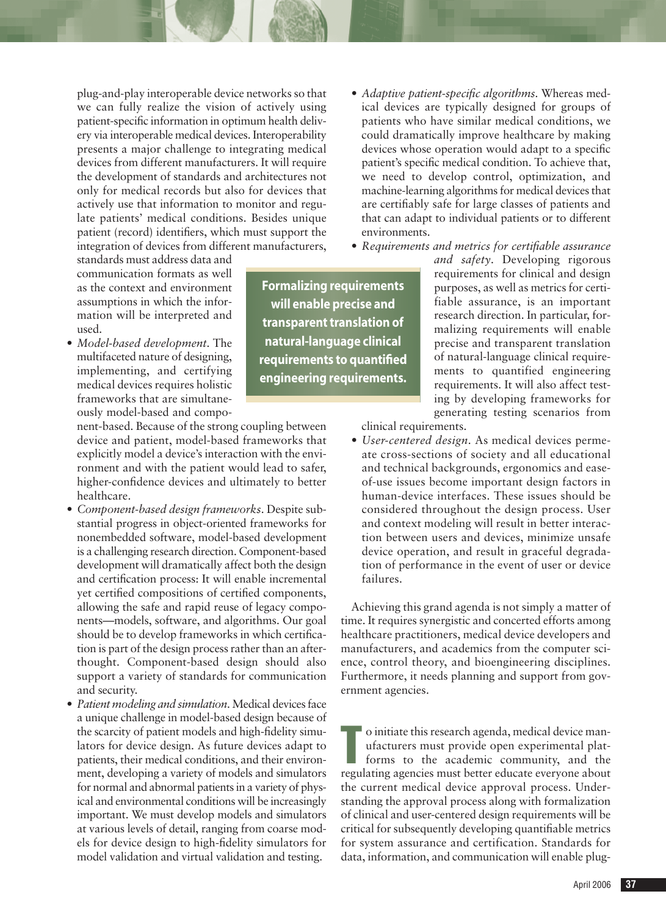plug-and-play interoperable device networks so that we can fully realize the vision of actively using patient-specific information in optimum health delivery via interoperable medical devices. Interoperability presents a major challenge to integrating medical devices from different manufacturers. It will require the development of standards and architectures not only for medical records but also for devices that actively use that information to monitor and regulate patients' medical conditions. Besides unique patient (record) identifiers, which must support the integration of devices from different manufacturers, standards must address data and communication formats as well as the context and environment assumptions in which the information will be interpreted and used.

- *Model-based development*. The multifaceted nature of designing, implementing, and certifying medical devices requires holistic frameworks that are simultaneously model-based and component-based. Because of the strong coupling between device and patient, model-based frameworks that explicitly model a device's interaction with the environment and with the patient would lead to safer, higher-confidence devices and ultimately to better healthcare.
- *Component-based design frameworks*. Despite substantial progress in object-oriented frameworks for nonembedded software, model-based development is a challenging research direction. Component-based development will dramatically affect both the design and certification process: It will enable incremental yet certified compositions of certified components, allowing the safe and rapid reuse of legacy components—models, software, and algorithms. Our goal should be to develop frameworks in which certification is part of the design process rather than an afterthought. Component-based design should also support a variety of standards for communication and security.
- *Patient modeling and simulation*. Medical devices face a unique challenge in model-based design because of the scarcity of patient models and high-fidelity simulators for device design. As future devices adapt to patients, their medical conditions, and their environment, developing a variety of models and simulators for normal and abnormal patients in a variety of physical and environmental conditions will be increasingly important. We must develop models and simulators at various levels of detail, ranging from coarse models for device design to high-fidelity simulators for model validation and virtual validation and testing.
- *Adaptive patient-specific algorithms*. Whereas medical devices are typically designed for groups of patients who have similar medical conditions, we could dramatically improve healthcare by making devices whose operation would adapt to a specific patient's specific medical condition. To achieve that, we need to develop control, optimization, and machine-learning algorithms for medical devices that are certifiably safe for large classes of patients and that can adapt to individual patients or to different environments.
- *Requirements and metrics for certifiable assurance and safety*. Developing rigorous requirements for clinical and design purposes, as well as metrics for certifiable assurance, is an important research direction. In particular, formalizing requirements will enable precise and transparent translation of natural-language clinical requirements to quantified engineering requirements. It will also affect testing by developing frameworks for generating testing scenarios from clinical requirements.
- *User-centered design*. As medical devices permeate cross-sections of society and all educational and technical backgrounds, ergonomics and ease-of-use issues become important design factors in human-device interfaces. These issues should be considered throughout the design process. User and context modeling will result in better interaction between users and devices, minimize unsafe device operation, and result in graceful degradation of performance in the event of user or device failures.

**Formalizing requirements will enable precise and transparent translation of natural-language clinical requirements to quantified engineering requirements.**

Achieving this grand agenda is not simply a matter of time. It requires synergistic and concerted efforts among healthcare practitioners, medical device developers and manufacturers, and academics from the computer science, control theory, and bioengineering disciplines. Furthermore, it needs planning and support from government agencies.

To initiate this research agenda, medical device manufacturers must provide open experimental platforms to the academic community, and the regulating agencies must better educate everyone about the current medical device approval process. Understanding the approval process along with formalization of clinical and user-centered design requirements will be critical for subsequently developing quantifiable metrics for system assurance and certification. Standards for data, information, and communication will enable plug-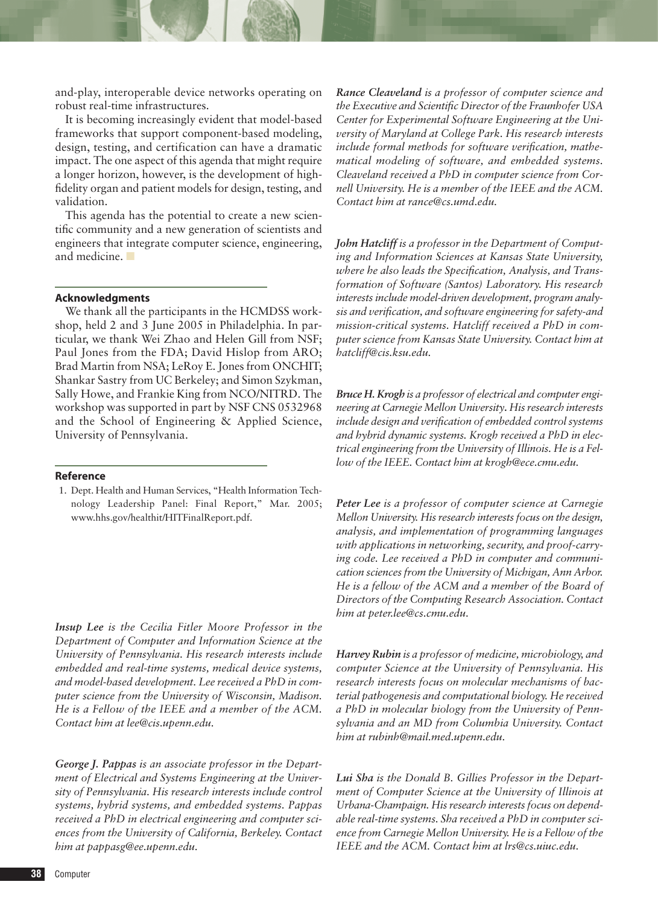and-play, interoperable device networks operating on robust real-time infrastructures.

It is becoming increasingly evident that model-based frameworks that support component-based modeling, design, testing, and certification can have a dramatic impact. The one aspect of this agenda that might require a longer horizon, however, is the development of high-fidelity organ and patient models for design, testing, and validation.

This agenda has the potential to create a new scientific community and a new generation of scientists and engineers that integrate computer science, engineering, and medicine.

## Acknowledgments

We thank all the participants in the HCMDSS workshop, held 2 and 3 June 2005 in Philadelphia. In particular, we thank Wei Zhao and Helen Gill from NSF; Paul Jones from the FDA; David Hislop from ARO; Brad Martin from NSA; LeRoy E. Jones from ONCHIT; Shankar Sastry from UC Berkeley; and Simon Szykman, Sally Howe, and Frankie King from NCO/NITRD. The workshop was supported in part by NSF CNS 0532968 and the School of Engineering & Applied Science, University of Pennsylvania.

## Reference

1. Dept. Health and Human Services, "Health Information Technology Leadership Panel: Final Report," Mar. 2005; www.hhs.gov/healthit/HITFinalReport.pdf.

***Insup Lee*** *is the Cecilia Fitler Moore Professor in the Department of Computer and Information Science at the University of Pennsylvania. His research interests include embedded and real-time systems, medical device systems, and model-based development. Lee received a PhD in computer science from the University of Wisconsin, Madison. He is a Fellow of the IEEE and a member of the ACM. Contact him at lee@cis.upenn.edu.*

***George J. Pappas*** *is an associate professor in the Department of Electrical and Systems Engineering at the University of Pennsylvania. His research interests include control systems, hybrid systems, and embedded systems. Pappas received a PhD in electrical engineering and computer sciences from the University of California, Berkeley. Contact him at pappasg@ee.upenn.edu.*

***Rance Cleaveland*** *is a professor of computer science and the Executive and Scientific Director of the Fraunhofer USA Center for Experimental Software Engineering at the University of Maryland at College Park. His research interests include formal methods for software verification, mathematical modeling of software, and embedded systems. Cleaveland received a PhD in computer science from Cornell University. He is a member of the IEEE and the ACM. Contact him at rance@cs.umd.edu.*

***John Hatcliff*** *is a professor in the Department of Computing and Information Sciences at Kansas State University, where he also leads the Specification, Analysis, and Transformation of Software (Santos) Laboratory. His research interests include model-driven development, program analysis and verification, and software engineering for safety-and mission-critical systems. Hatcliff received a PhD in computer science from Kansas State University. Contact him at hatcliff@cis.ksu.edu.*

***Bruce H. Krogh*** *is a professor of electrical and computer engineering at Carnegie Mellon University. His research interests include design and verification of embedded control systems and hybrid dynamic systems. Krogh received a PhD in electrical engineering from the University of Illinois. He is a Fellow of the IEEE. Contact him at krogh@ece.cmu.edu.*

***Peter Lee*** *is a professor of computer science at Carnegie Mellon University. His research interests focus on the design, analysis, and implementation of programming languages with applications in networking, security, and proof-carrying code. Lee received a PhD in computer and communication sciences from the University of Michigan, Ann Arbor. He is a fellow of the ACM and a member of the Board of Directors of the Computing Research Association. Contact him at peter.lee@cs.cmu.edu.*

***Harvey Rubin*** *is a professor of medicine, microbiology, and computer Science at the University of Pennsylvania. His research interests focus on molecular mechanisms of bacterial pathogenesis and computational biology. He received a PhD in molecular biology from the University of Pennsylvania and an MD from Columbia University. Contact him at rubinh@mail.med.upenn.edu.*

***Lui Sha*** *is the Donald B. Gillies Professor in the Department of Computer Science at the University of Illinois at Urbana-Champaign. His research interests focus on dependable real-time systems. Sha received a PhD in computer science from Carnegie Mellon University. He is a Fellow of the IEEE and the ACM. Contact him at lrs@cs.uiuc.edu.*